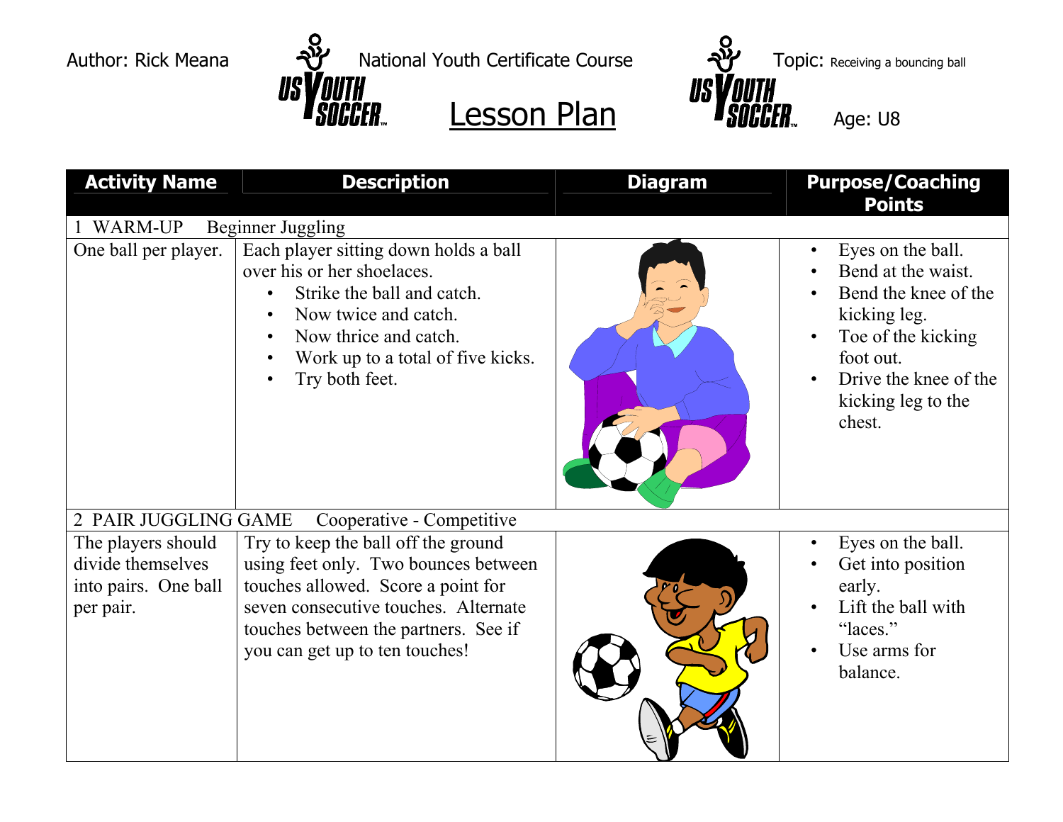Author: Rick Meana

National Youth Certificate Course

# Lesson Plan

Topic: Receiving a bouncing ball

Age: U8

| Activity Name | Description | Diagram | Purpose/Coaching Points |
|---|---|---|---|
| 1 WARM-UP Beginner Juggling | | | |
| One ball per player. | Each player sitting down holds a ball over his or her shoelaces.<br>• Strike the ball and catch.<br>• Now twice and catch.<br>• Now thrice and catch.<br>• Work up to a total of five kicks.<br>• Try both feet. | | • Eyes on the ball.<br>• Bend at the waist.<br>• Bend the knee of the kicking leg.<br>• Toe of the kicking foot out.<br>• Drive the knee of the kicking leg to the chest. |
| 2 PAIR JUGGLING GAME Cooperative - Competitive | | | |
| The players should divide themselves into pairs. One ball per pair. | Try to keep the ball off the ground using feet only. Two bounces between touches allowed. Score a point for seven consecutive touches. Alternate touches between the partners. See if you can get up to ten touches! | | • Eyes on the ball.<br>• Get into position early.<br>• Lift the ball with "laces."<br>• Use arms for balance. |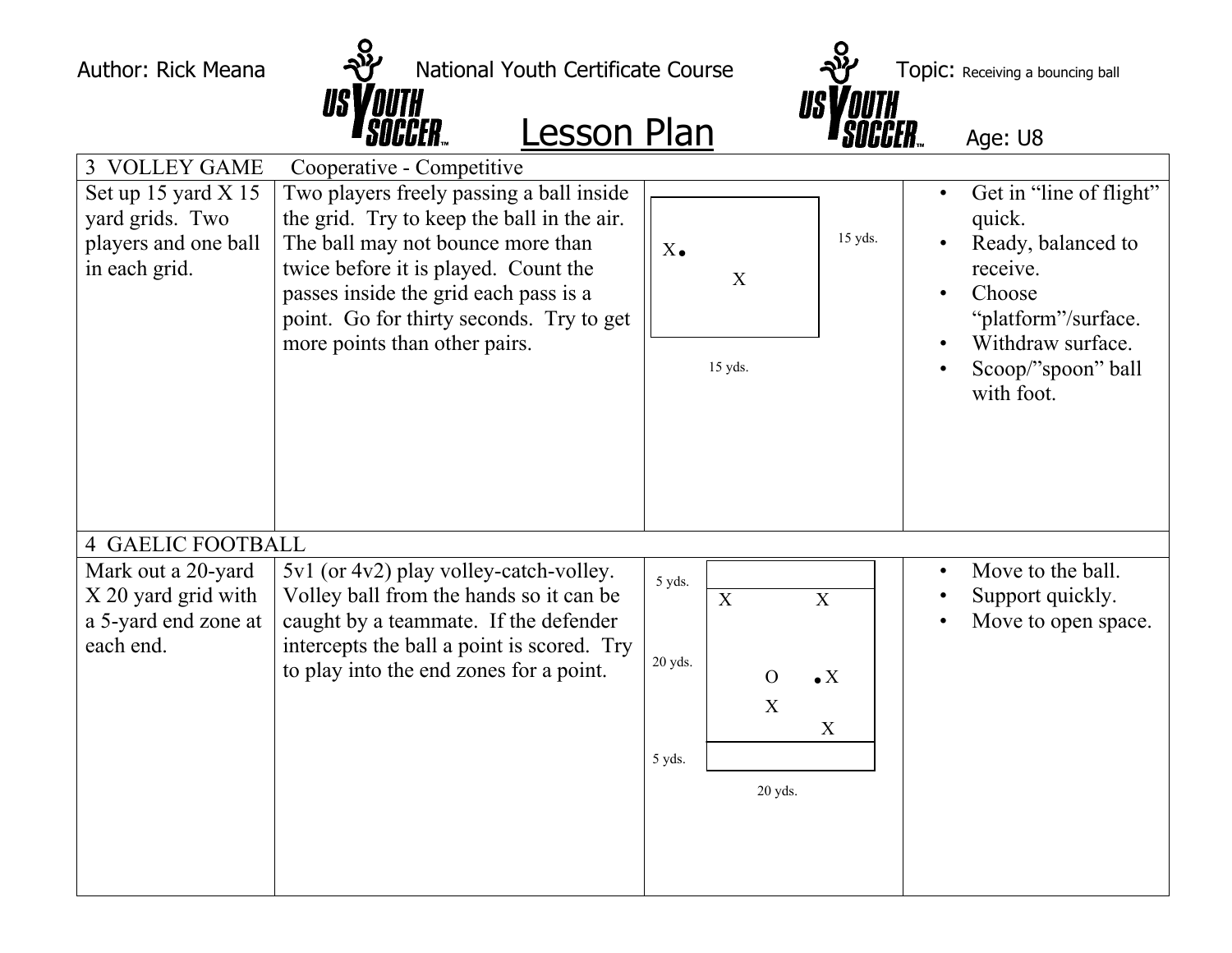Author: Rick Meana | National Youth Certificate Course | Topic: Receiving a bouncing ball

# Lesson Plan

Age: U8

| 3 VOLLEY GAME | Cooperative - Competitive | | |
|---|---|---|---|
| Set up 15 yard X 15 yard grids. Two players and one ball in each grid. | Two players freely passing a ball inside the grid. Try to keep the ball in the air. The ball may not bounce more than twice before it is played. Count the passes inside the grid each pass is a point. Go for thirty seconds. Try to get more points than other pairs. | X• X 15 yds. 15 yds. | • Get in "line of flight" quick. • Ready, balanced to receive. • Choose "platform"/surface. • Withdraw surface. • Scoop/"spoon" ball with foot. |
| **4 GAELIC FOOTBALL** | | | |
| Mark out a 20-yard X 20 yard grid with a 5-yard end zone at each end. | 5v1 (or 4v2) play volley-catch-volley. Volley ball from the hands so it can be caught by a teammate. If the defender intercepts the ball a point is scored. Try to play into the end zones for a point. | 5 yds. X X 20 yds. O •X X X 5 yds. 20 yds. | • Move to the ball. • Support quickly. • Move to open space. |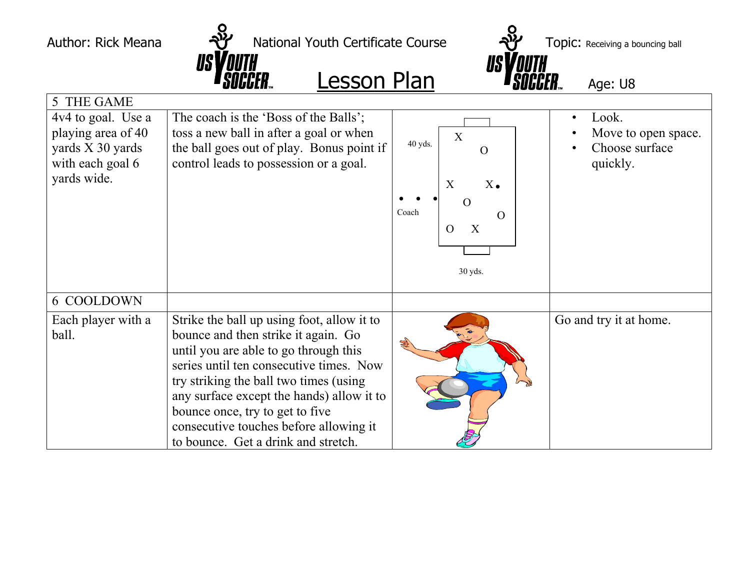Author: Rick Meana | National Youth Certificate Course | Topic: Receiving a bouncing ball

# Lesson Plan

Age: U8

| | | | |
|---|---|---|---|
| 5 THE GAME | | | |
| 4v4 to goal. Use a playing area of 40 yards X 30 yards with each goal 6 yards wide. | The coach is the 'Boss of the Balls'; toss a new ball in after a goal or when the ball goes out of play. Bonus point if control leads to possession or a goal. | 40 yds. Coach 30 yds. | • Look.<br>• Move to open space.<br>• Choose surface quickly. |
| 6 COOLDOWN | | | |
| Each player with a ball. | Strike the ball up using foot, allow it to bounce and then strike it again. Go until you are able to go through this series until ten consecutive times. Now try striking the ball two times (using any surface except the hands) allow it to bounce once, try to get to five consecutive touches before allowing it to bounce. Get a drink and stretch. | | Go and try it at home. |